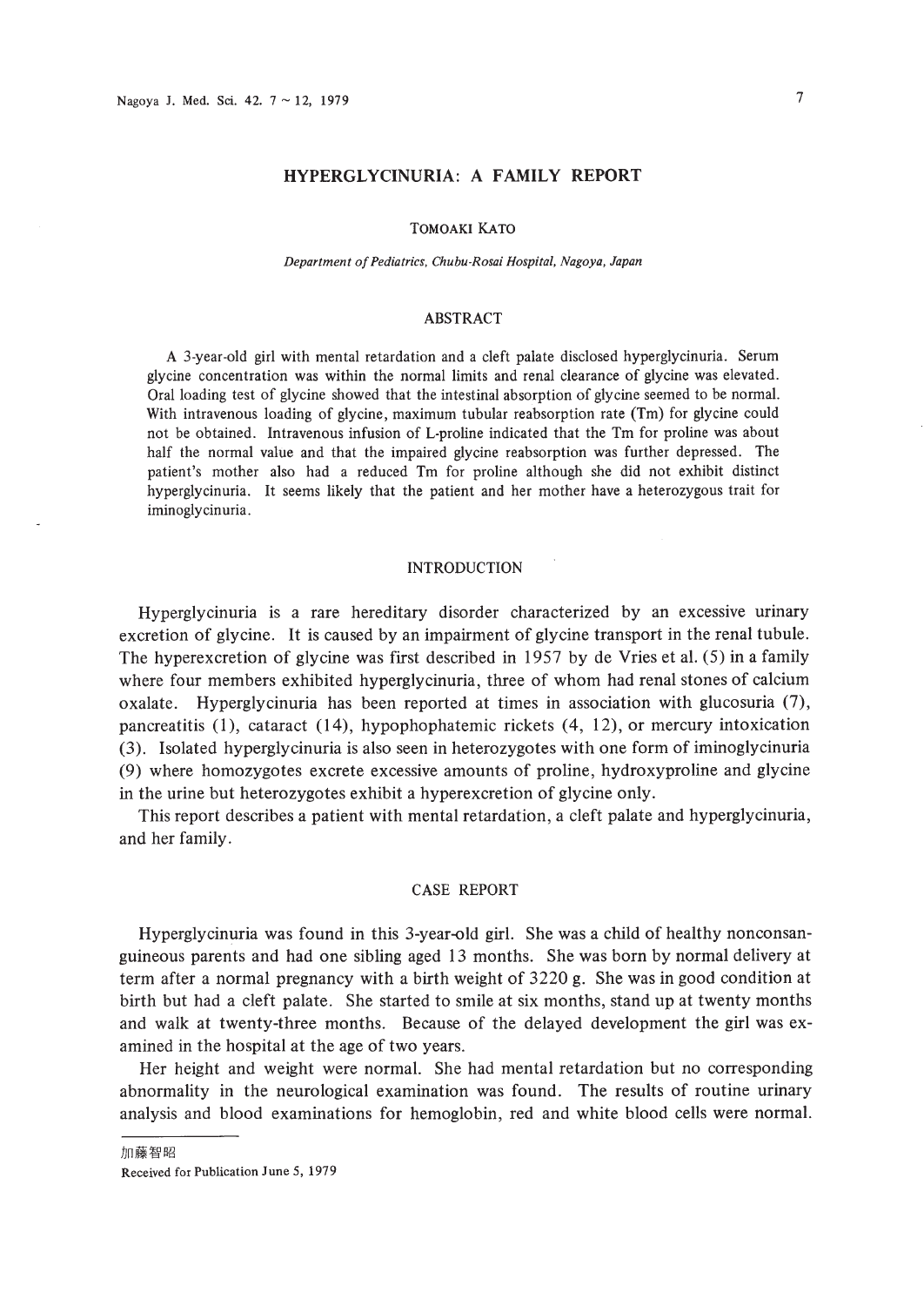# HYPERGLYCINURIA: A FAMILY REPORT

TOMOAKI KATO

*Department of Pediatrics, Chubu-Rosai Hospital, Nagoya, Japan*

## ABSTRACT

A 3-year-old girl with mental retardation and a cleft palate disclosed hyperglycinuria. Serum glycine concentration was within the normal limits and renal clearance of glycine was elevated. Oral loading test of glycine showed that the intestinal absorption of glycine seemed to be normal. With intravenous loading of glycine, maximum tubular reabsorption rate (Tm) for glycine could not be obtained. Intravenous infusion of L-proline indicated that the Tm for proline was about half the normal value and that the impaired glycine reabsorption was further depressed. The patient's mother also had a reduced Tm for proline although she did not exhibit distinct hyperglycinuria. It seems likely that the patient and her mother have a heterozygous trait for iminoglycinuria.

## INTRODUCTION

Hyperglycinuria is a rare hereditary disorder characterized by an excessive urinary excretion of glycine. It is caused by an impairment of glycine transport in the renal tubule. The hyperexcretion of glycine was first described in 1957 by de Vries et al. (5) in a family where four members exhibited hyperglycinuria, three of whom had renal stones of calcium oxalate. Hyperglycinuria has been reported at times in association with glucosuria (7), pancreatitis (1), cataract (14), hypophophatemic rickets (4, 12), or mercury intoxication (3). Isolated hyperglycinuria is also seen in heterozygotes with one form of iminoglycinuria (9) where homozygotes excrete excessive amounts of proline, hydroxyproline and glycine in the urine but heterozygotes exhibit a hyperexcretion of glycine only.

This report describes a patient with mental retardation, a cleft palate and hyperglycinuria, and her family.

## CASE REPORT

Hyperglycinuria was found in this 3-year-old girl. She was a child of healthy nonconsanguineous parents and had one sibling aged 13 months. She was born by normal delivery at term after a normal pregnancy with a birth weight of 3220 g. She was in good condition at birth but had a cleft palate. She started to smile at six months, stand up at twenty months and walk at twenty-three months. Because of the delayed development the girl was examined in the hospital at the age of two years.

Her height and weight were normal. She had mental retardation but no corresponding abnormality in the neurological examination was found. The results of routine urinary analysis and blood examinations for hemoglobin, red and white blood cells were normal.

---

加藤智昭

Received for Publication June 5, 1979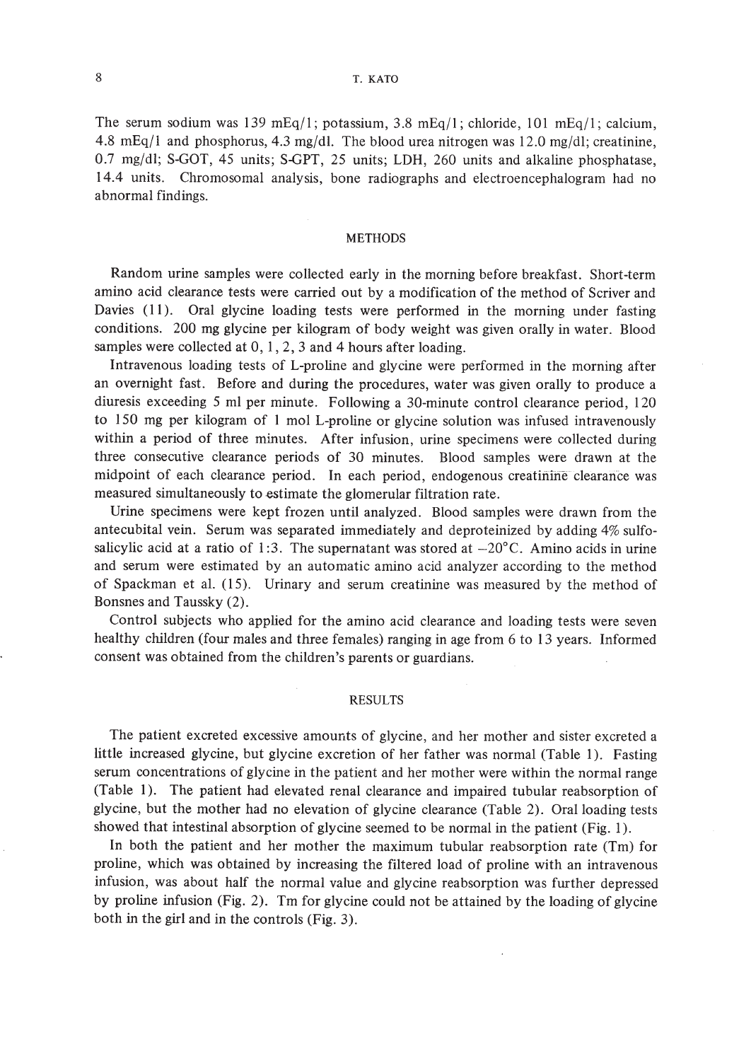The serum sodium was 139 mEq/l; potassium, 3.8 mEq/l; chloride, 101 mEq/l; calcium, 4.8 mEq/l and phosphorus, 4.3 mg/dl. The blood urea nitrogen was 12.0 mg/dl; creatinine, 0.7 mg/dl; S-GOT, 45 units; S-GPT, 25 units; LDH, 260 units and alkaline phosphatase, 14.4 units. Chromosomal analysis, bone radiographs and electroencephalogram had no abnormal findings.

## METHODS

Random urine samples were collected early in the morning before breakfast. Short-term amino acid clearance tests were carried out by a modification of the method of Scriver and Davies (11). Oral glycine loading tests were performed in the morning under fasting conditions. 200 mg glycine per kilogram of body weight was given orally in water. Blood samples were collected at 0, 1, 2, 3 and 4 hours after loading.

Intravenous loading tests of L-proline and glycine were performed in the morning after an overnight fast. Before and during the procedures, water was given orally to produce a diuresis exceeding 5 ml per minute. Following a 30-minute control clearance period, 120 to 150 mg per kilogram of 1 mol L-proline or glycine solution was infused intravenously within a period of three minutes. After infusion, urine specimens were collected during three consecutive clearance periods of 30 minutes. Blood samples were drawn at the midpoint of each clearance period. In each period, endogenous creatinine clearance was measured simultaneously to estimate the glomerular filtration rate.

Urine specimens were kept frozen until analyzed. Blood samples were drawn from the antecubital vein. Serum was separated immediately and deproteinized by adding 4% sulfosalicylic acid at a ratio of 1:3. The supernatant was stored at −20°C. Amino acids in urine and serum were estimated by an automatic amino acid analyzer according to the method of Spackman et al. (15). Urinary and serum creatinine was measured by the method of Bonsnes and Taussky (2).

Control subjects who applied for the amino acid clearance and loading tests were seven healthy children (four males and three females) ranging in age from 6 to 13 years. Informed consent was obtained from the children's parents or guardians.

## RESULTS

The patient excreted excessive amounts of glycine, and her mother and sister excreted a little increased glycine, but glycine excretion of her father was normal (Table 1). Fasting serum concentrations of glycine in the patient and her mother were within the normal range (Table 1). The patient had elevated renal clearance and impaired tubular reabsorption of glycine, but the mother had no elevation of glycine clearance (Table 2). Oral loading tests showed that intestinal absorption of glycine seemed to be normal in the patient (Fig. 1).

In both the patient and her mother the maximum tubular reabsorption rate (Tm) for proline, which was obtained by increasing the filtered load of proline with an intravenous infusion, was about half the normal value and glycine reabsorption was further depressed by proline infusion (Fig. 2). Tm for glycine could not be attained by the loading of glycine both in the girl and in the controls (Fig. 3).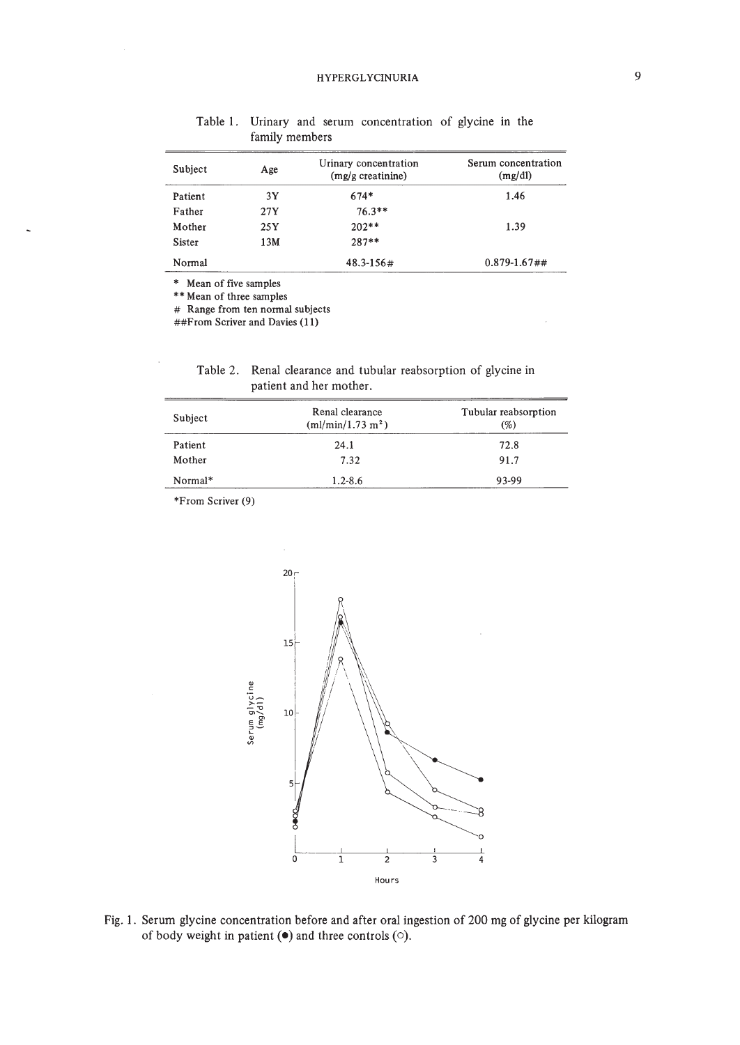Table 1. Urinary and serum concentration of glycine in the family members

| Subject | Age | Urinary concentration (mg/g creatinine) | Serum concentration (mg/dl) |
|---|---|---|---|
| Patient | 3Y | 674* | 1.46 |
| Father | 27Y | 76.3** | |
| Mother | 25Y | 202** | 1.39 |
| Sister | 13M | 287** | |
| Normal | | 48.3-156# | 0.879-1.67## |

\* Mean of five samples

** Mean of three samples

\# Range from ten normal subjects

\##From Scriver and Davies (11)

Table 2. Renal clearance and tubular reabsorption of glycine in patient and her mother.

| Subject | Renal clearance ($ml/min/1.73\ m^2$) | Tubular reabsorption (%) |
|---|---|---|
| Patient | 24.1 | 72.8 |
| Mother | 7.32 | 91.7 |
| Normal* | 1.2-8.6 | 93-99 |

*From Scriver (9)

Fig. 1. Serum glycine concentration before and after oral ingestion of 200 mg of glycine per kilogram of body weight in patient (●) and three controls (○).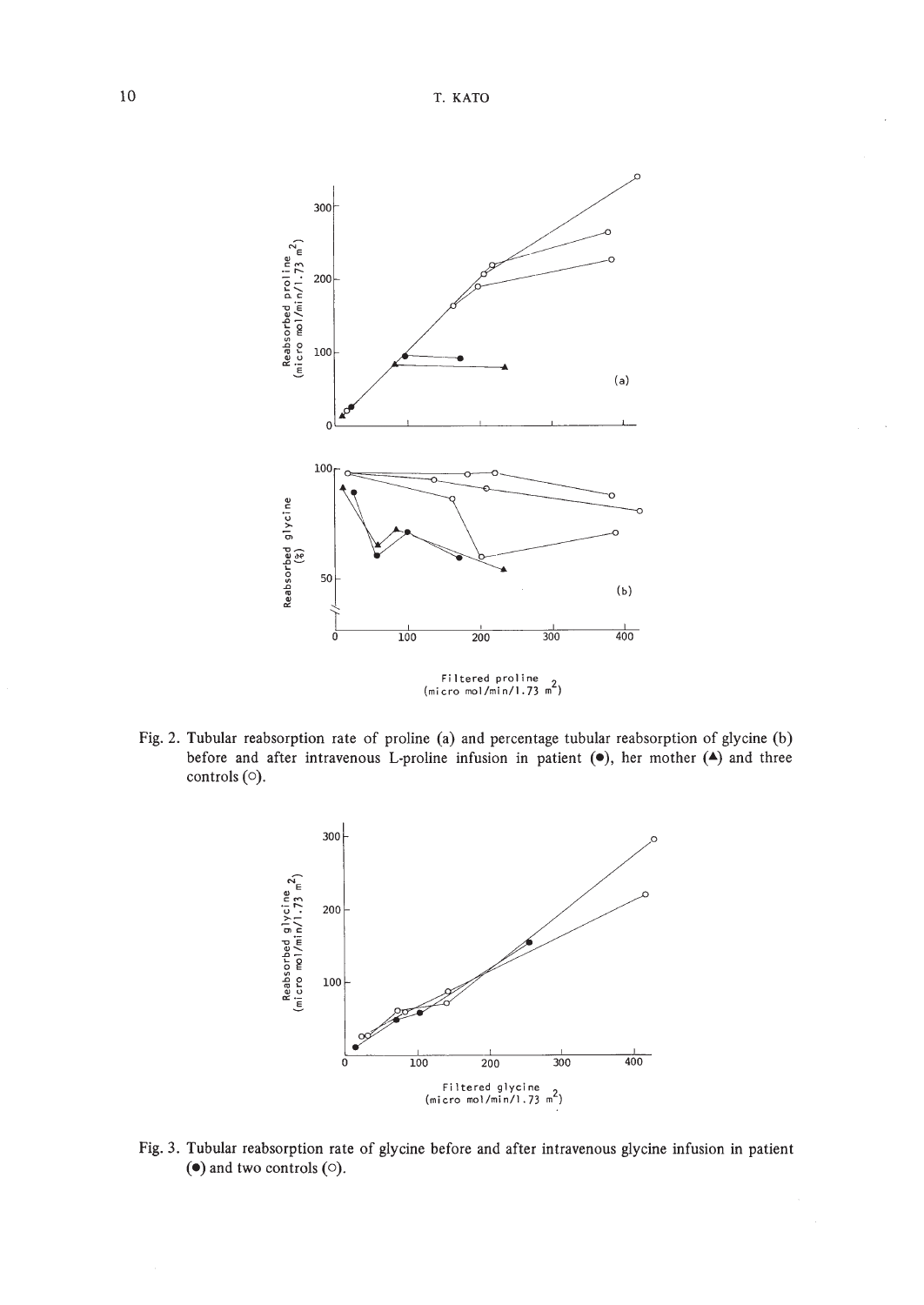Fig. 2. Tubular reabsorption rate of proline (a) and percentage tubular reabsorption of glycine (b) before and after intravenous L-proline infusion in patient (●), her mother (▲) and three controls (○).

Fig. 3. Tubular reabsorption rate of glycine before and after intravenous glycine infusion in patient (●) and two controls (○).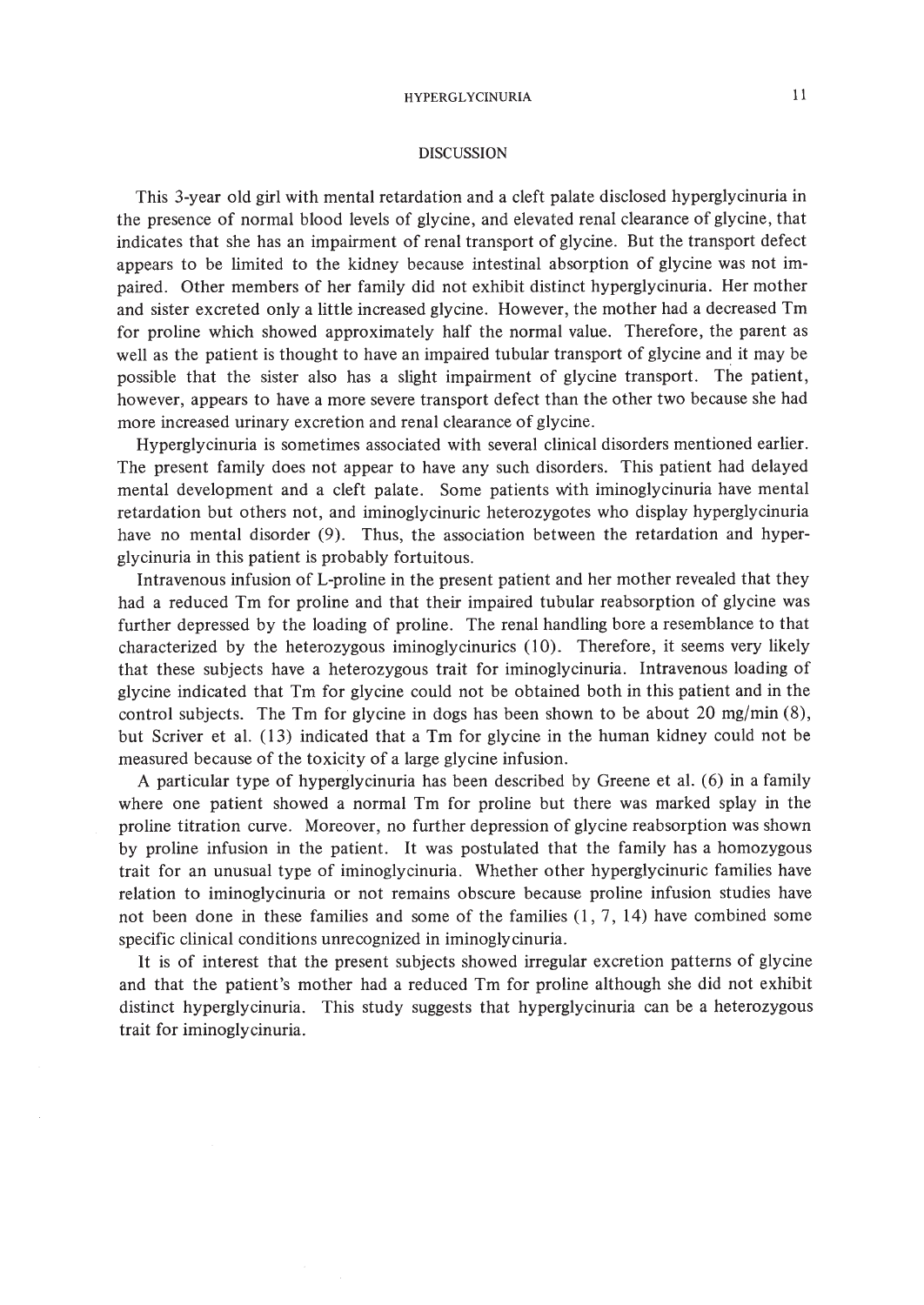## DISCUSSION

This 3-year old girl with mental retardation and a cleft palate disclosed hyperglycinuria in the presence of normal blood levels of glycine, and elevated renal clearance of glycine, that indicates that she has an impairment of renal transport of glycine. But the transport defect appears to be limited to the kidney because intestinal absorption of glycine was not impaired. Other members of her family did not exhibit distinct hyperglycinuria. Her mother and sister excreted only a little increased glycine. However, the mother had a decreased Tm for proline which showed approximately half the normal value. Therefore, the parent as well as the patient is thought to have an impaired tubular transport of glycine and it may be possible that the sister also has a slight impairment of glycine transport. The patient, however, appears to have a more severe transport defect than the other two because she had more increased urinary excretion and renal clearance of glycine.

Hyperglycinuria is sometimes associated with several clinical disorders mentioned earlier. The present family does not appear to have any such disorders. This patient had delayed mental development and a cleft palate. Some patients with iminoglycinuria have mental retardation but others not, and iminoglycinuric heterozygotes who display hyperglycinuria have no mental disorder (9). Thus, the association between the retardation and hyperglycinuria in this patient is probably fortuitous.

Intravenous infusion of L-proline in the present patient and her mother revealed that they had a reduced Tm for proline and that their impaired tubular reabsorption of glycine was further depressed by the loading of proline. The renal handling bore a resemblance to that characterized by the heterozygous iminoglycinurics (10). Therefore, it seems very likely that these subjects have a heterozygous trait for iminoglycinuria. Intravenous loading of glycine indicated that Tm for glycine could not be obtained both in this patient and in the control subjects. The Tm for glycine in dogs has been shown to be about 20 mg/min (8), but Scriver et al. (13) indicated that a Tm for glycine in the human kidney could not be measured because of the toxicity of a large glycine infusion.

A particular type of hyperglycinuria has been described by Greene et al. (6) in a family where one patient showed a normal Tm for proline but there was marked splay in the proline titration curve. Moreover, no further depression of glycine reabsorption was shown by proline infusion in the patient. It was postulated that the family has a homozygous trait for an unusual type of iminoglycinuria. Whether other hyperglycinuric families have relation to iminoglycinuria or not remains obscure because proline infusion studies have not been done in these families and some of the families (1, 7, 14) have combined some specific clinical conditions unrecognized in iminoglycinuria.

It is of interest that the present subjects showed irregular excretion patterns of glycine and that the patient's mother had a reduced Tm for proline although she did not exhibit distinct hyperglycinuria. This study suggests that hyperglycinuria can be a heterozygous trait for iminoglycinuria.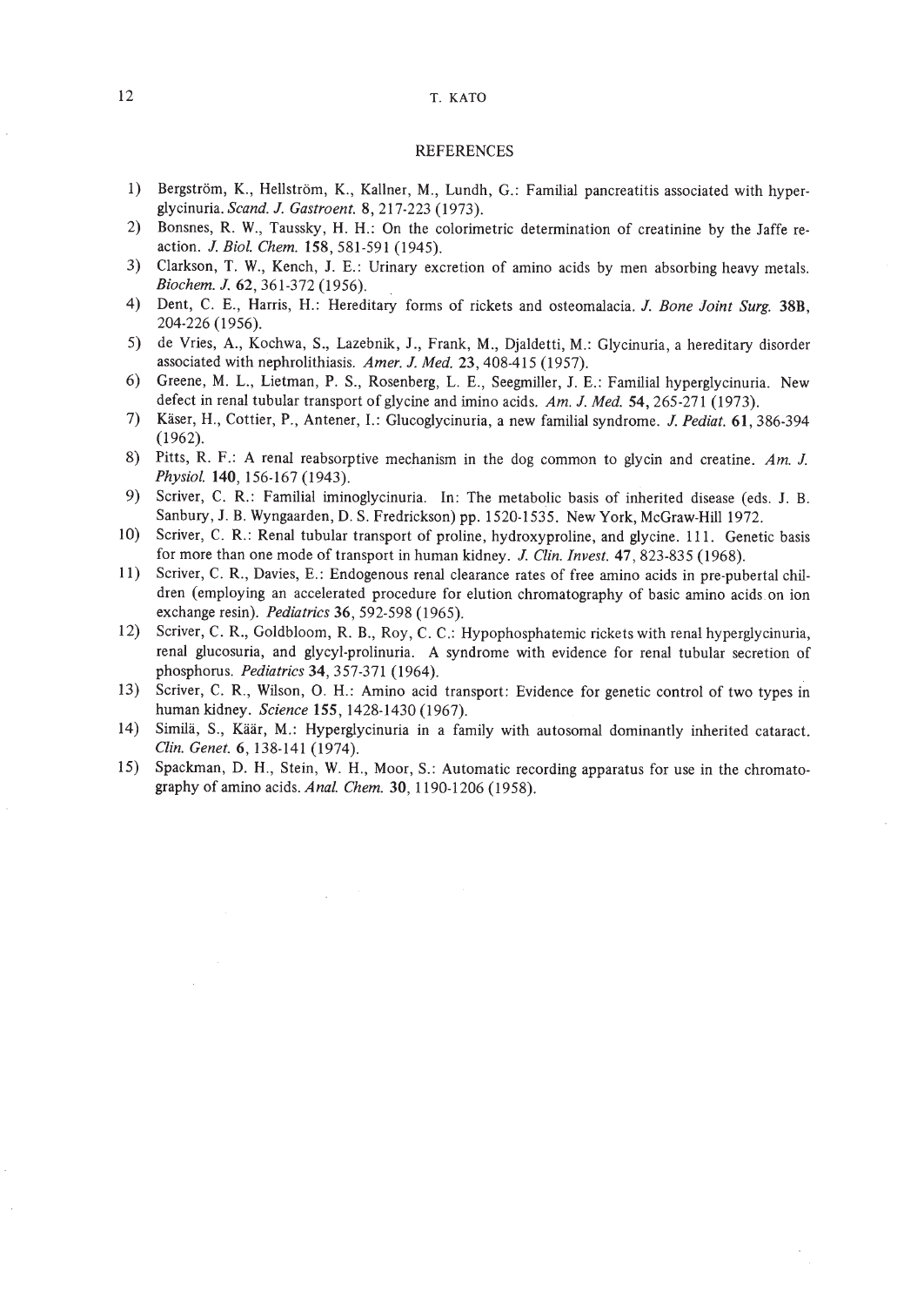## REFERENCES

1) Bergström, K., Hellström, K., Kallner, M., Lundh, G.: Familial pancreatitis associated with hyperglycinuria. *Scand. J. Gastroent.* **8**, 217-223 (1973).
2) Bonsnes, R. W., Taussky, H. H.: On the colorimetric determination of creatinine by the Jaffe reaction. *J. Biol. Chem.* **158**, 581-591 (1945).
3) Clarkson, T. W., Kench, J. E.: Urinary excretion of amino acids by men absorbing heavy metals. *Biochem. J.* **62**, 361-372 (1956).
4) Dent, C. E., Harris, H.: Hereditary forms of rickets and osteomalacia. *J. Bone Joint Surg.* **38B**, 204-226 (1956).
5) de Vries, A., Kochwa, S., Lazebnik, J., Frank, M., Djaldetti, M.: Glycinuria, a hereditary disorder associated with nephrolithiasis. *Amer. J. Med.* **23**, 408-415 (1957).
6) Greene, M. L., Lietman, P. S., Rosenberg, L. E., Seegmiller, J. E.: Familial hyperglycinuria. New defect in renal tubular transport of glycine and imino acids. *Am. J. Med.* **54**, 265-271 (1973).
7) Käser, H., Cottier, P., Antener, I.: Glucoglycinuria, a new familial syndrome. *J. Pediat.* **61**, 386-394 (1962).
8) Pitts, R. F.: A renal reabsorptive mechanism in the dog common to glycin and creatine. *Am. J. Physiol.* **140**, 156-167 (1943).
9) Scriver, C. R.: Familial iminoglycinuria. In: The metabolic basis of inherited disease (eds. J. B. Sanbury, J. B. Wyngaarden, D. S. Fredrickson) pp. 1520-1535. New York, McGraw-Hill 1972.
10) Scriver, C. R.: Renal tubular transport of proline, hydroxyproline, and glycine. 111. Genetic basis for more than one mode of transport in human kidney. *J. Clin. Invest.* **47**, 823-835 (1968).
11) Scriver, C. R., Davies, E.: Endogenous renal clearance rates of free amino acids in pre-pubertal children (employing an accelerated procedure for elution chromatography of basic amino acids on ion exchange resin). *Pediatrics* **36**, 592-598 (1965).
12) Scriver, C. R., Goldbloom, R. B., Roy, C. C.: Hypophosphatemic rickets with renal hyperglycinuria, renal glucosuria, and glycyl-prolinuria. A syndrome with evidence for renal tubular secretion of phosphorus. *Pediatrics* **34**, 357-371 (1964).
13) Scriver, C. R., Wilson, O. H.: Amino acid transport: Evidence for genetic control of two types in human kidney. *Science* **155**, 1428-1430 (1967).
14) Similä, S., Käär, M.: Hyperglycinuria in a family with autosomal dominantly inherited cataract. *Clin. Genet.* **6**, 138-141 (1974).
15) Spackman, D. H., Stein, W. H., Moor, S.: Automatic recording apparatus for use in the chromatography of amino acids. *Anal. Chem.* **30**, 1190-1206 (1958).